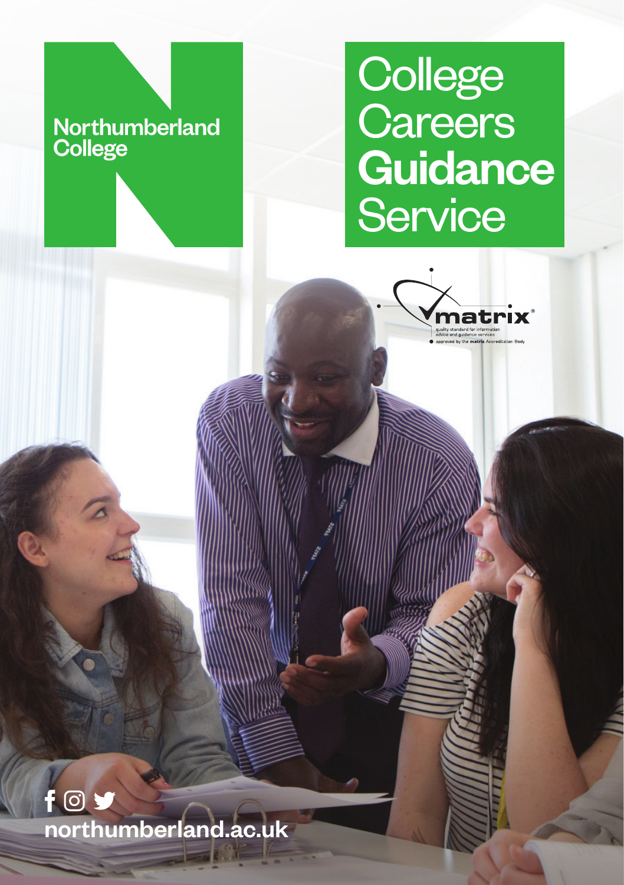Northumberland College

# College Careers **Guidance** Service

matrix®
quality standard for information advice and guidance services
approved by the **matrix** Accreditation Body

**northumberland.ac.uk**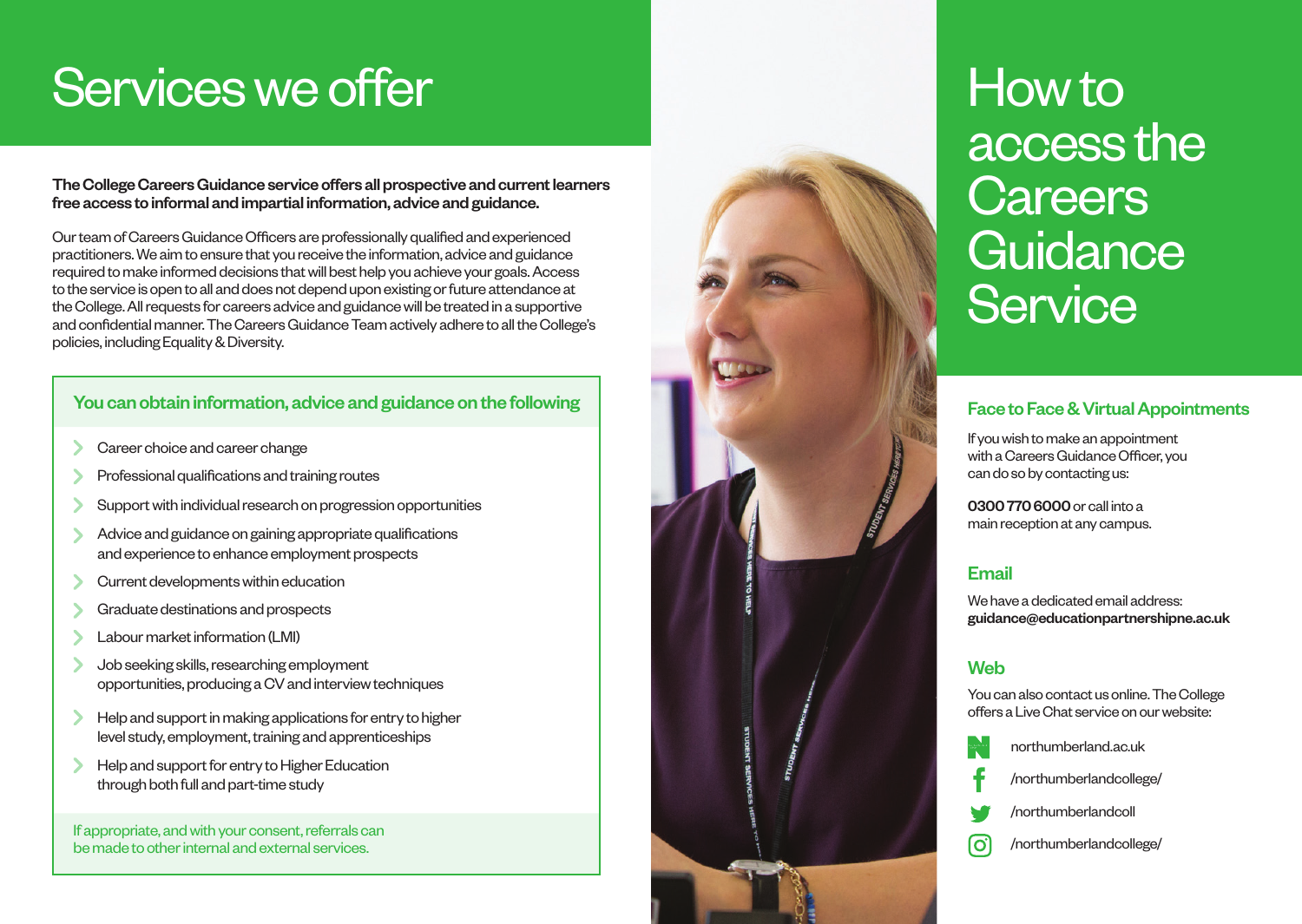# Services we offer

**The College Careers Guidance service offers all prospective and current learners free access to informal and impartial information, advice and guidance.**

Our team of Careers Guidance Officers are professionally qualified and experienced practitioners. We aim to ensure that you receive the information, advice and guidance required to make informed decisions that will best help you achieve your goals. Access to the service is open to all and does not depend upon existing or future attendance at the College. All requests for careers advice and guidance will be treated in a supportive and confidential manner. The Careers Guidance Team actively adhere to all the College's policies, including Equality & Diversity.

### You can obtain information, advice and guidance on the following

- Career choice and career change
- Professional qualifications and training routes
- Support with individual research on progression opportunities
- Advice and guidance on gaining appropriate qualifications and experience to enhance employment prospects
- Current developments within education
- Graduate destinations and prospects
- Labour market information (LMI)
- Job seeking skills, researching employment opportunities, producing a CV and interview techniques
- Help and support in making applications for entry to higher level study, employment, training and apprenticeships
- Help and support for entry to Higher Education through both full and part-time study

If appropriate, and with your consent, referrals can be made to other internal and external services.

# How to access the Careers Guidance Service

## Face to Face & Virtual Appointments

If you wish to make an appointment with a Careers Guidance Officer, you can do so by contacting us:

**0300 770 6000** or call into a main reception at any campus.

## Email

We have a dedicated email address:
**guidance@educationpartnershipne.ac.uk**

## Web

You can also contact us online. The College offers a Live Chat service on our website:

- northumberland.ac.uk
- /northumberlandcollege/
- /northumberlandcoll
- /northumberlandcollege/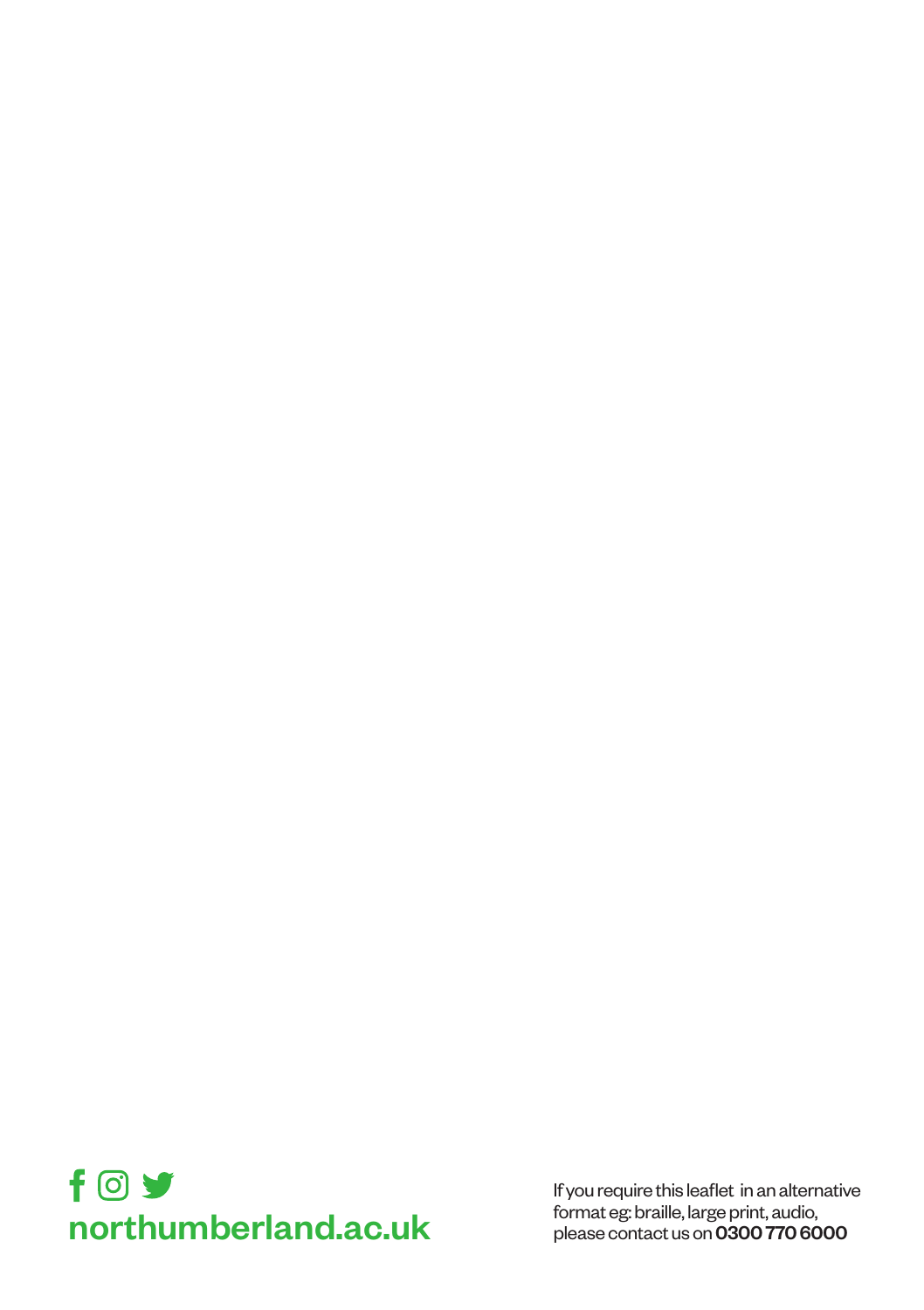**northumberland.ac.uk**

If you require this leaflet in an alternative format eg: braille, large print, audio, please contact us on **0300 770 6000**